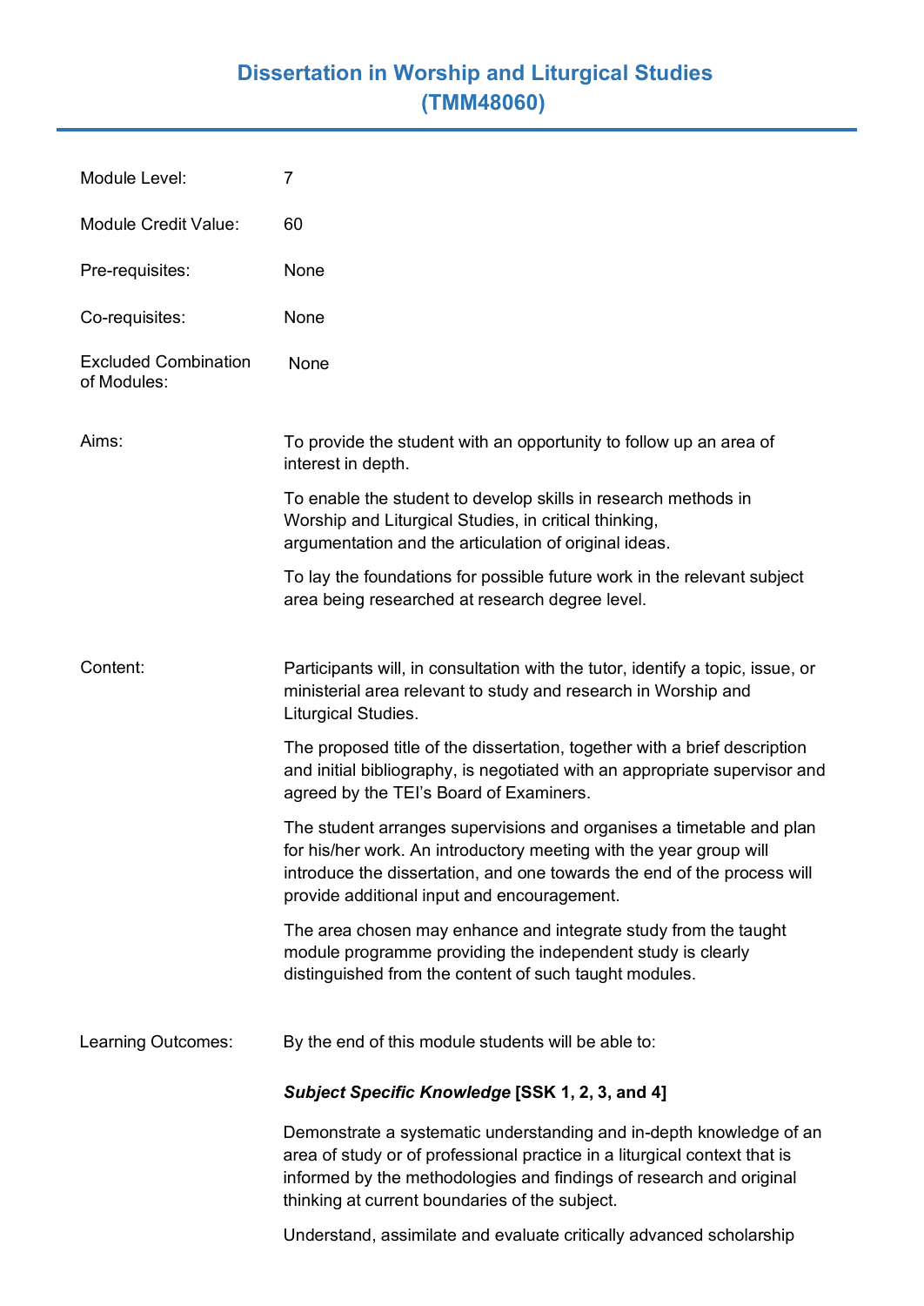# Dissertation in Worship and Liturgical Studies (TMM48060)

Module Level: 7

Module Credit Value: 60

Pre-requisites: None

Co-requisites: None

Excluded Combination of Modules: None

**Aims:**

To provide the student with an opportunity to follow up an area of interest in depth.

To enable the student to develop skills in research methods in Worship and Liturgical Studies, in critical thinking, argumentation and the articulation of original ideas.

To lay the foundations for possible future work in the relevant subject area being researched at research degree level.

**Content:**

Participants will, in consultation with the tutor, identify a topic, issue, or ministerial area relevant to study and research in Worship and Liturgical Studies.

The proposed title of the dissertation, together with a brief description and initial bibliography, is negotiated with an appropriate supervisor and agreed by the TEI's Board of Examiners.

The student arranges supervisions and organises a timetable and plan for his/her work. An introductory meeting with the year group will introduce the dissertation, and one towards the end of the process will provide additional input and encouragement.

The area chosen may enhance and integrate study from the taught module programme providing the independent study is clearly distinguished from the content of such taught modules.

**Learning Outcomes:**

By the end of this module students will be able to:

***Subject Specific Knowledge* [SSK 1, 2, 3, and 4]**

Demonstrate a systematic understanding and in-depth knowledge of an area of study or of professional practice in a liturgical context that is informed by the methodologies and findings of research and original thinking at current boundaries of the subject.

Understand, assimilate and evaluate critically advanced scholarship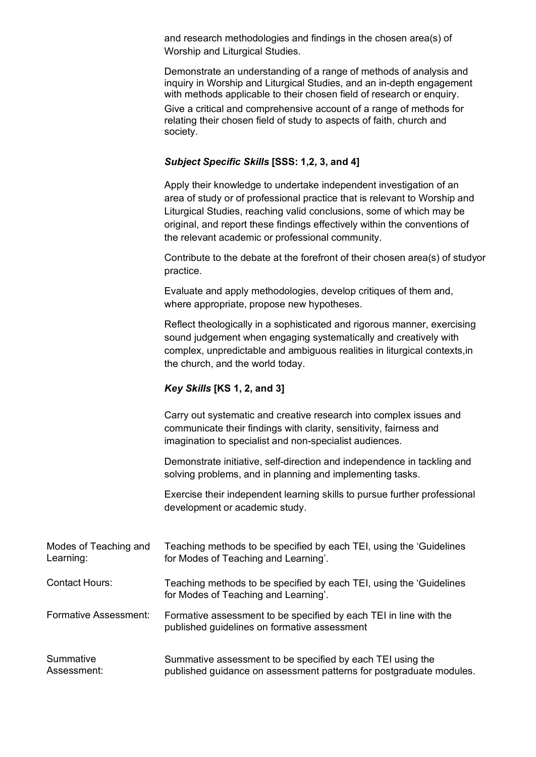and research methodologies and findings in the chosen area(s) of Worship and Liturgical Studies.

Demonstrate an understanding of a range of methods of analysis and inquiry in Worship and Liturgical Studies, and an in-depth engagement with methods applicable to their chosen field of research or enquiry.

Give a critical and comprehensive account of a range of methods for relating their chosen field of study to aspects of faith, church and society.

***Subject Specific Skills* [SSS: 1,2, 3, and 4]**

Apply their knowledge to undertake independent investigation of an area of study or of professional practice that is relevant to Worship and Liturgical Studies, reaching valid conclusions, some of which may be original, and report these findings effectively within the conventions of the relevant academic or professional community.

Contribute to the debate at the forefront of their chosen area(s) of studyor practice.

Evaluate and apply methodologies, develop critiques of them and, where appropriate, propose new hypotheses.

Reflect theologically in a sophisticated and rigorous manner, exercising sound judgement when engaging systematically and creatively with complex, unpredictable and ambiguous realities in liturgical contexts,in the church, and the world today.

***Key Skills* [KS 1, 2, and 3]**

Carry out systematic and creative research into complex issues and communicate their findings with clarity, sensitivity, fairness and imagination to specialist and non-specialist audiences.

Demonstrate initiative, self-direction and independence in tackling and solving problems, and in planning and implementing tasks.

Exercise their independent learning skills to pursue further professional development or academic study.

| | |
|---|---|
| Modes of Teaching and Learning: | Teaching methods to be specified by each TEI, using the 'Guidelines for Modes of Teaching and Learning'. |
| Contact Hours: | Teaching methods to be specified by each TEI, using the 'Guidelines for Modes of Teaching and Learning'. |
| Formative Assessment: | Formative assessment to be specified by each TEI in line with the published guidelines on formative assessment |
| Summative Assessment: | Summative assessment to be specified by each TEI using the published guidance on assessment patterns for postgraduate modules. |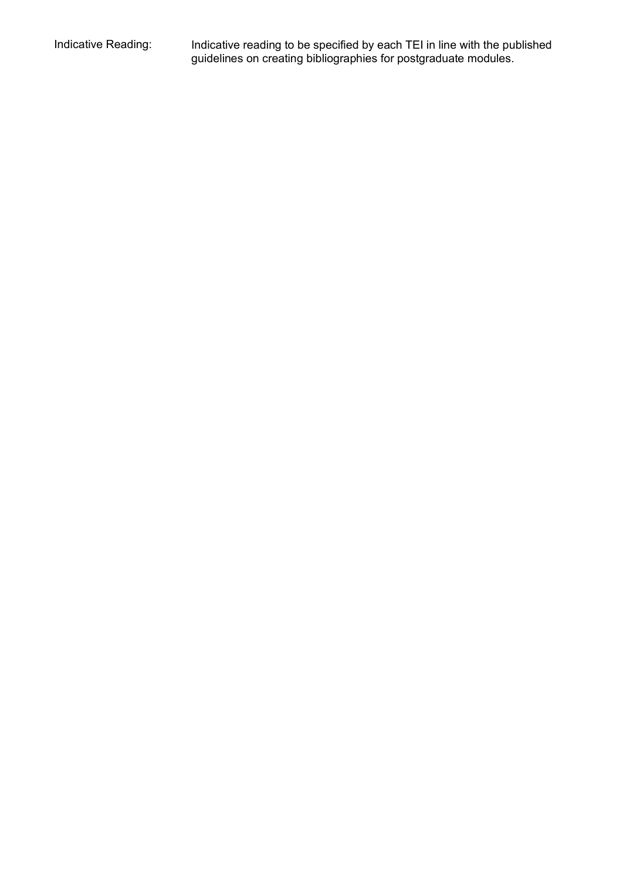| | |
|---|---|
| Indicative Reading: | Indicative reading to be specified by each TEI in line with the published guidelines on creating bibliographies for postgraduate modules. |